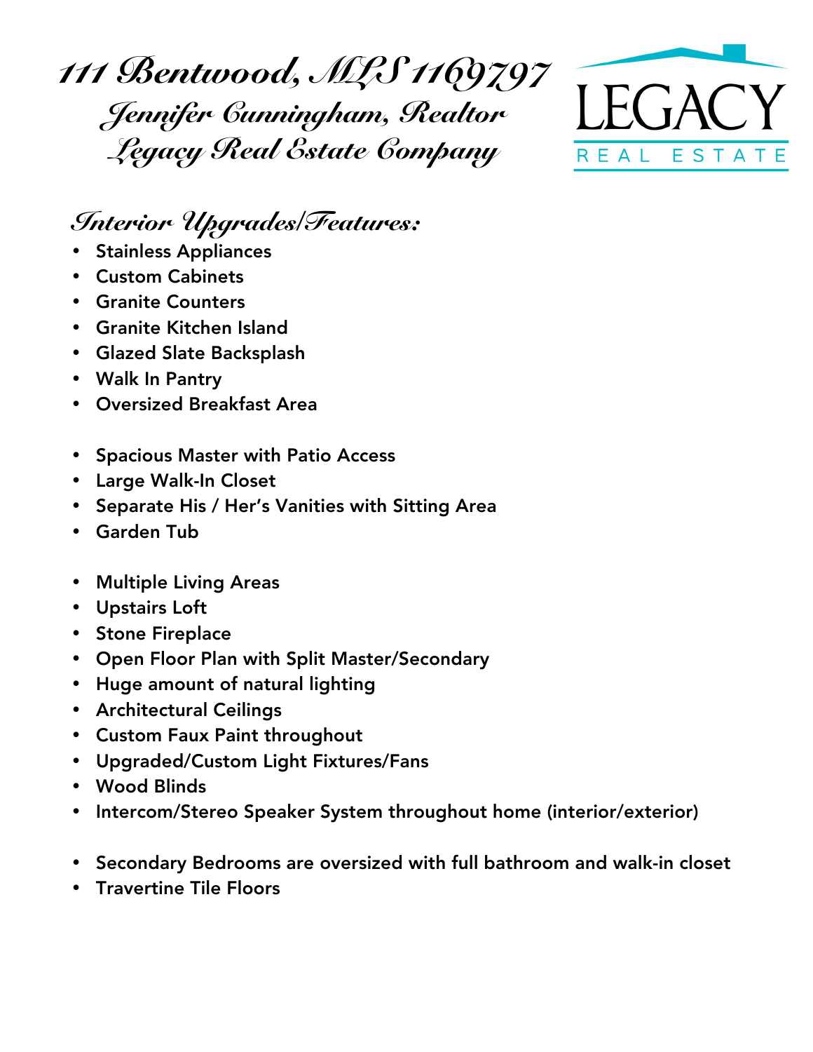# 111 Bentwood, MLS 1169797

## Jennifer Cunningham, Realtor

## Legacy Real Estate Company

LEGACY REAL ESTATE

### Interior Upgrades/Features:

- Stainless Appliances
- Custom Cabinets
- Granite Counters
- Granite Kitchen Island
- Glazed Slate Backsplash
- Walk In Pantry
- Oversized Breakfast Area

- Spacious Master with Patio Access
- Large Walk-In Closet
- Separate His / Her's Vanities with Sitting Area
- Garden Tub

- Multiple Living Areas
- Upstairs Loft
- Stone Fireplace
- Open Floor Plan with Split Master/Secondary
- Huge amount of natural lighting
- Architectural Ceilings
- Custom Faux Paint throughout
- Upgraded/Custom Light Fixtures/Fans
- Wood Blinds
- Intercom/Stereo Speaker System throughout home (interior/exterior)

- Secondary Bedrooms are oversized with full bathroom and walk-in closet
- Travertine Tile Floors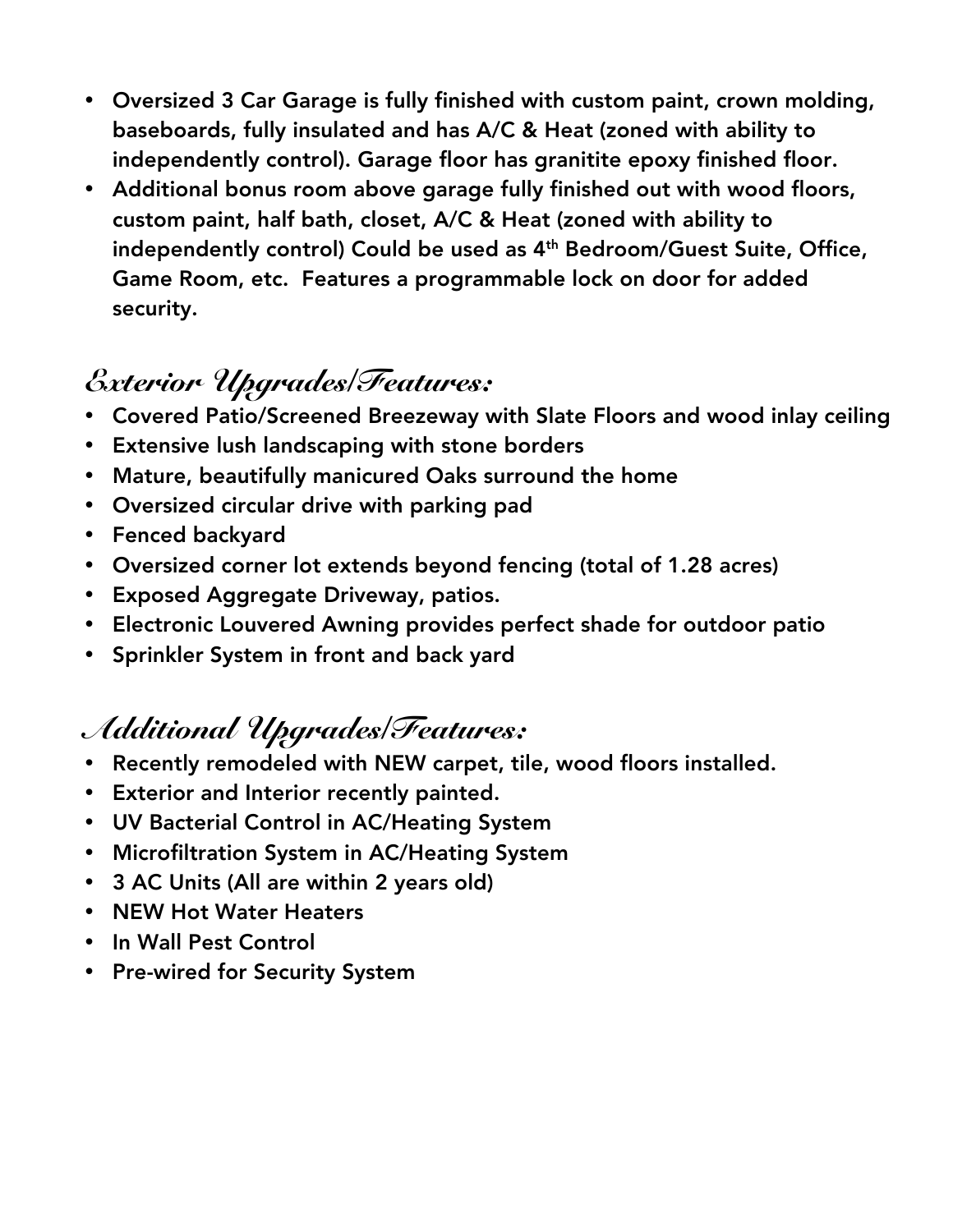- **Oversized 3 Car Garage is fully finished with custom paint, crown molding, baseboards, fully insulated and has A/C & Heat (zoned with ability to independently control). Garage floor has granitite epoxy finished floor.**
- **Additional bonus room above garage fully finished out with wood floors, custom paint, half bath, closet, A/C & Heat (zoned with ability to independently control) Could be used as 4th Bedroom/Guest Suite, Office, Game Room, etc. Features a programmable lock on door for added security.**

## *Exterior Upgrades/Features:*

- **Covered Patio/Screened Breezeway with Slate Floors and wood inlay ceiling**
- **Extensive lush landscaping with stone borders**
- **Mature, beautifully manicured Oaks surround the home**
- **Oversized circular drive with parking pad**
- **Fenced backyard**
- **Oversized corner lot extends beyond fencing (total of 1.28 acres)**
- **Exposed Aggregate Driveway, patios.**
- **Electronic Louvered Awning provides perfect shade for outdoor patio**
- **Sprinkler System in front and back yard**

## *Additional Upgrades/Features:*

- **Recently remodeled with NEW carpet, tile, wood floors installed.**
- **Exterior and Interior recently painted.**
- **UV Bacterial Control in AC/Heating System**
- **Microfiltration System in AC/Heating System**
- **3 AC Units (All are within 2 years old)**
- **NEW Hot Water Heaters**
- **In Wall Pest Control**
- **Pre-wired for Security System**